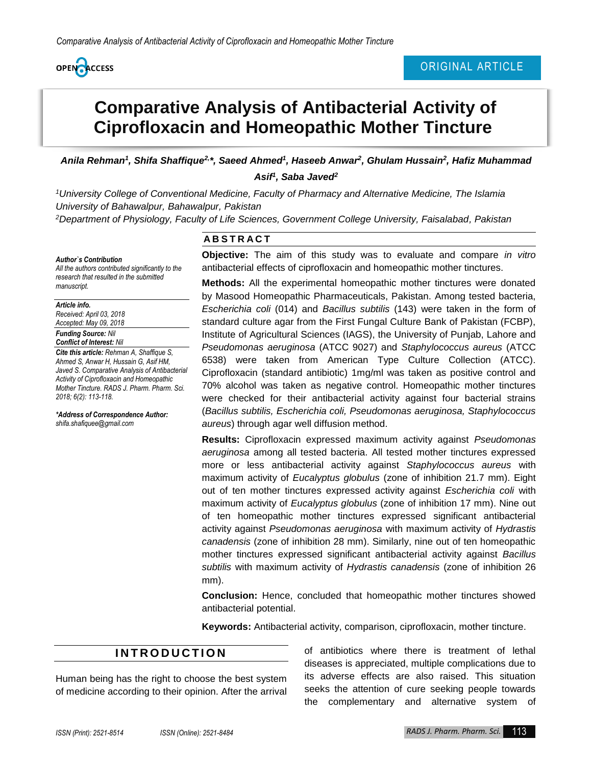OPEN ACCESS

ORIGINAL ARTICLE

# Comparative Analysis of Antibacterial Activity of Ciprofloxacin and Homeopathic Mother Tincture

***Anila Rehman[1], Shifa Shaffique[2,*], Saeed Ahmed[1], Haseeb Anwar[2], Ghulam Hussain[2], Hafiz Muhammad Asif[1], Saba Javed[2]***

*[1]University College of Conventional Medicine, Faculty of Pharmacy and Alternative Medicine, The Islamia University of Bahawalpur, Bahawalpur, Pakistan*

*[2]Department of Physiology, Faculty of Life Sciences, Government College University, Faisalabad, Pakistan*

***Author`s Contribution***
*All the authors contributed significantly to the research that resulted in the submitted manuscript.*

***Article info.***
*Received: April 03, 2018*
*Accepted: May 09, 2018*

***Funding Source:** Nil*
***Conflict of Interest:** Nil*

***Cite this article:** Rehman A, Shaffique S, Ahmed S, Anwar H, Hussain G, Asif HM, Javed S. Comparative Analysis of Antibacterial Activity of Ciprofloxacin and Homeopathic Mother Tincture. RADS J. Pharm. Pharm. Sci. 2018; 6(2): 113-118.*

***\*Address of Correspondence Author:***
*shifa.shafiquee@gmail.com*

## ABSTRACT

**Objective:** The aim of this study was to evaluate and compare *in vitro* antibacterial effects of ciprofloxacin and homeopathic mother tinctures.

**Methods:** All the experimental homeopathic mother tinctures were donated by Masood Homeopathic Pharmaceuticals, Pakistan. Among tested bacteria, *Escherichia coli* (014) and *Bacillus subtilis* (143) were taken in the form of standard culture agar from the First Fungal Culture Bank of Pakistan (FCBP), Institute of Agricultural Sciences (IAGS), the University of Punjab, Lahore and *Pseudomonas aeruginosa* (ATCC 9027) and *Staphylococcus aureus* (ATCC 6538) were taken from American Type Culture Collection (ATCC). Ciprofloxacin (standard antibiotic) 1mg/ml was taken as positive control and 70% alcohol was taken as negative control. Homeopathic mother tinctures were checked for their antibacterial activity against four bacterial strains (*Bacillus subtilis, Escherichia coli, Pseudomonas aeruginosa, Staphylococcus aureus*) through agar well diffusion method.

**Results:** Ciprofloxacin expressed maximum activity against *Pseudomonas aeruginosa* among all tested bacteria. All tested mother tinctures expressed more or less antibacterial activity against *Staphylococcus aureus* with maximum activity of *Eucalyptus globulus* (zone of inhibition 21.7 mm). Eight out of ten mother tinctures expressed activity against *Escherichia coli* with maximum activity of *Eucalyptus globulus* (zone of inhibition 17 mm). Nine out of ten homeopathic mother tinctures expressed significant antibacterial activity against *Pseudomonas aeruginosa* with maximum activity of *Hydrastis canadensis* (zone of inhibition 28 mm). Similarly, nine out of ten homeopathic mother tinctures expressed significant antibacterial activity against *Bacillus subtilis* with maximum activity of *Hydrastis canadensis* (zone of inhibition 26 mm).

**Conclusion:** Hence, concluded that homeopathic mother tinctures showed antibacterial potential.

**Keywords:** Antibacterial activity, comparison, ciprofloxacin, mother tincture.

## INTRODUCTION

Human being has the right to choose the best system of medicine according to their opinion. After the arrival of antibiotics where there is treatment of lethal diseases is appreciated, multiple complications due to its adverse effects are also raised. This situation seeks the attention of cure seeking people towards the complementary and alternative system of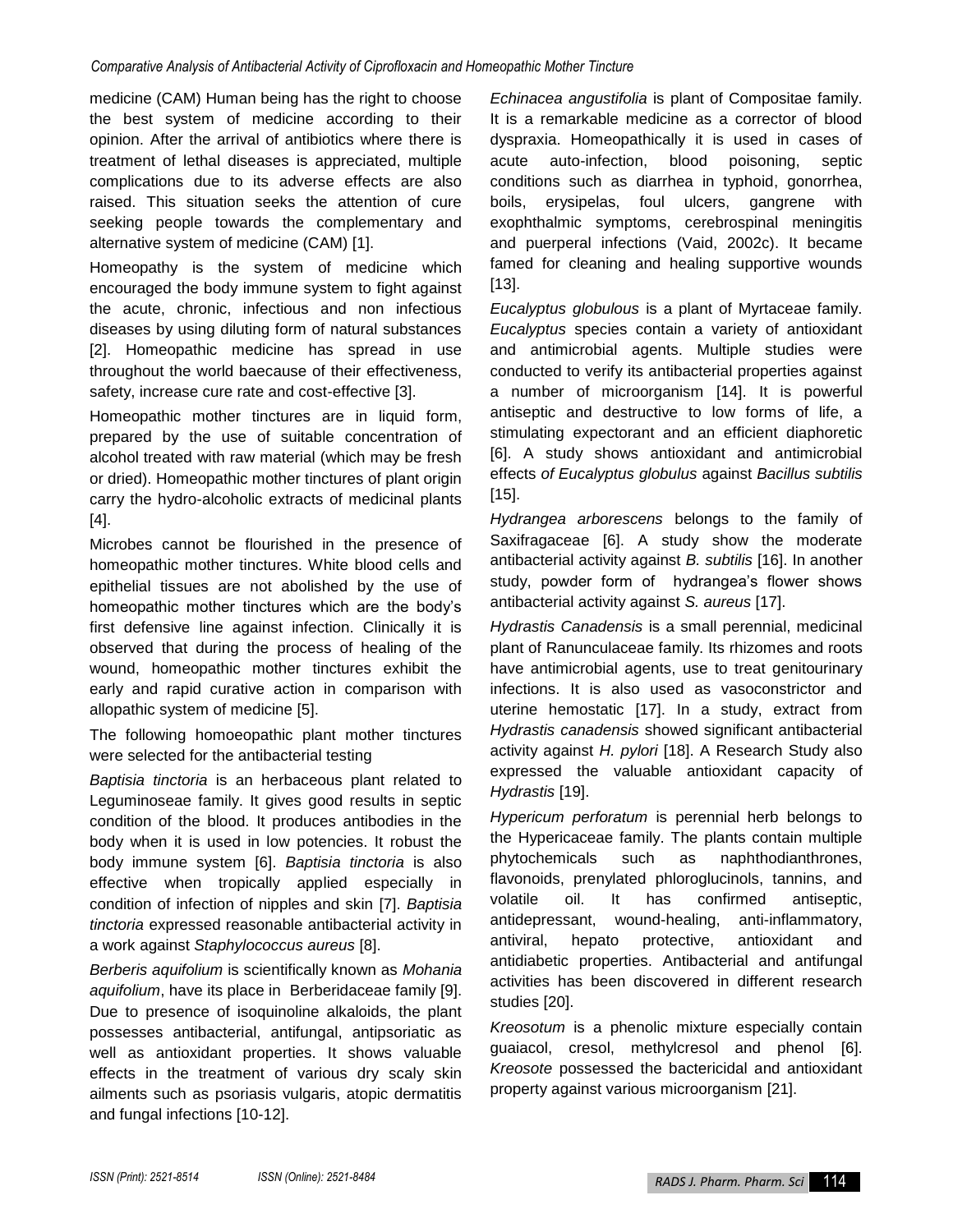medicine (CAM) Human being has the right to choose the best system of medicine according to their opinion. After the arrival of antibiotics where there is treatment of lethal diseases is appreciated, multiple complications due to its adverse effects are also raised. This situation seeks the attention of cure seeking people towards the complementary and alternative system of medicine (CAM) [1].

Homeopathy is the system of medicine which encouraged the body immune system to fight against the acute, chronic, infectious and non infectious diseases by using diluting form of natural substances [2]. Homeopathic medicine has spread in use throughout the world baecause of their effectiveness, safety, increase cure rate and cost-effective [3].

Homeopathic mother tinctures are in liquid form, prepared by the use of suitable concentration of alcohol treated with raw material (which may be fresh or dried). Homeopathic mother tinctures of plant origin carry the hydro-alcoholic extracts of medicinal plants [4].

Microbes cannot be flourished in the presence of homeopathic mother tinctures. White blood cells and epithelial tissues are not abolished by the use of homeopathic mother tinctures which are the body's first defensive line against infection. Clinically it is observed that during the process of healing of the wound, homeopathic mother tinctures exhibit the early and rapid curative action in comparison with allopathic system of medicine [5].

The following homoeopathic plant mother tinctures were selected for the antibacterial testing

*Baptisia tinctoria* is an herbaceous plant related to Leguminoseae family. It gives good results in septic condition of the blood. It produces antibodies in the body when it is used in low potencies. It robust the body immune system [6]. *Baptisia tinctoria* is also effective when tropically applied especially in condition of infection of nipples and skin [7]. *Baptisia tinctoria* expressed reasonable antibacterial activity in a work against *Staphylococcus aureus* [8].

*Berberis aquifolium* is scientifically known as *Mohania aquifolium*, have its place in Berberidaceae family [9]. Due to presence of isoquinoline alkaloids, the plant possesses antibacterial, antifungal, antipsoriatic as well as antioxidant properties. It shows valuable effects in the treatment of various dry scaly skin ailments such as psoriasis vulgaris, atopic dermatitis and fungal infections [10-12].

*Echinacea angustifolia* is plant of Compositae family. It is a remarkable medicine as a corrector of blood dyspraxia. Homeopathically it is used in cases of acute auto-infection, blood poisoning, septic conditions such as diarrhea in typhoid, gonorrhea, boils, erysipelas, foul ulcers, gangrene with exophthalmic symptoms, cerebrospinal meningitis and puerperal infections (Vaid, 2002c). It became famed for cleaning and healing supportive wounds [13].

*Eucalyptus globulous* is a plant of Myrtaceae family. *Eucalyptus* species contain a variety of antioxidant and antimicrobial agents. Multiple studies were conducted to verify its antibacterial properties against a number of microorganism [14]. It is powerful antiseptic and destructive to low forms of life, a stimulating expectorant and an efficient diaphoretic [6]. A study shows antioxidant and antimicrobial effects *of Eucalyptus globulus* against *Bacillus subtilis* [15].

*Hydrangea arborescens* belongs to the family of Saxifragaceae [6]. A study show the moderate antibacterial activity against *B. subtilis* [16]. In another study, powder form of hydrangea's flower shows antibacterial activity against *S. aureus* [17].

*Hydrastis Canadensis* is a small perennial, medicinal plant of Ranunculaceae family. Its rhizomes and roots have antimicrobial agents, use to treat genitourinary infections. It is also used as vasoconstrictor and uterine hemostatic [17]. In a study, extract from *Hydrastis canadensis* showed significant antibacterial activity against *H. pylori* [18]. A Research Study also expressed the valuable antioxidant capacity of *Hydrastis* [19].

*Hypericum perforatum* is perennial herb belongs to the Hypericaceae family. The plants contain multiple phytochemicals such as naphthodianthrones, flavonoids, prenylated phloroglucinols, tannins, and volatile oil. It has confirmed antiseptic, antidepressant, wound-healing, anti-inflammatory, antiviral, hepato protective, antioxidant and antidiabetic properties. Antibacterial and antifungal activities has been discovered in different research studies [20].

*Kreosotum* is a phenolic mixture especially contain guaiacol, cresol, methylcresol and phenol [6]. *Kreosote* possessed the bactericidal and antioxidant property against various microorganism [21].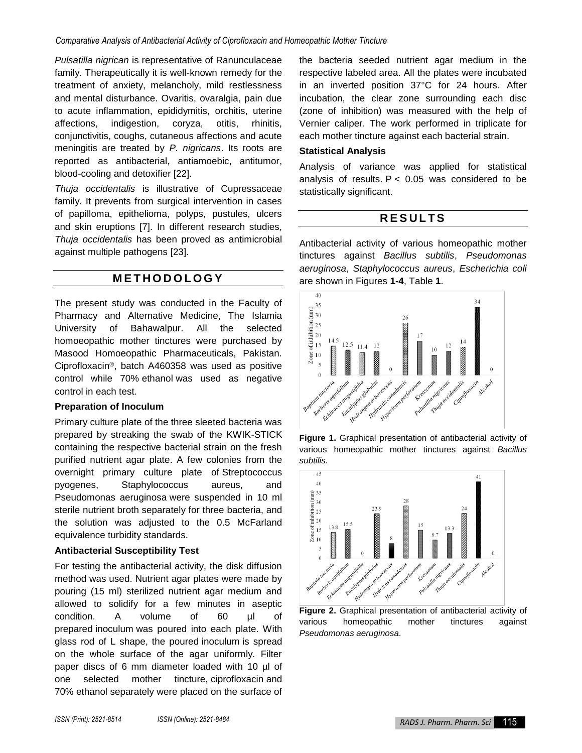*Pulsatilla nigrican* is representative of Ranunculaceae family. Therapeutically it is well-known remedy for the treatment of anxiety, melancholy, mild restlessness and mental disturbance. Ovaritis, ovaralgia, pain due to acute inflammation, epididymitis, orchitis, uterine affections, indigestion, coryza, otitis, rhinitis, conjunctivitis, coughs, cutaneous affections and acute meningitis are treated by *P. nigricans*. Its roots are reported as antibacterial, antiamoebic, antitumor, blood-cooling and detoxifier [22].

*Thuja occidentalis* is illustrative of Cupressaceae family. It prevents from surgical intervention in cases of papilloma, epithelioma, polyps, pustules, ulcers and skin eruptions [7]. In different research studies, *Thuja occidentalis* has been proved as antimicrobial against multiple pathogens [23].

## METHODOLOGY

The present study was conducted in the Faculty of Pharmacy and Alternative Medicine, The Islamia University of Bahawalpur. All the selected homoeopathic mother tinctures were purchased by Masood Homoeopathic Pharmaceuticals, Pakistan. Ciprofloxacin®, batch A460358 was used as positive control while 70% ethanol was used as negative control in each test.

### Preparation of Inoculum

Primary culture plate of the three sleeted bacteria was prepared by streaking the swab of the KWIK-STICK containing the respective bacterial strain on the fresh purified nutrient agar plate. A few colonies from the overnight primary culture plate of Streptococcus pyogenes, Staphylococcus aureus, and Pseudomonas aeruginosa were suspended in 10 ml sterile nutrient broth separately for three bacteria, and the solution was adjusted to the 0.5 McFarland equivalence turbidity standards.

### Antibacterial Susceptibility Test

For testing the antibacterial activity, the disk diffusion method was used. Nutrient agar plates were made by pouring (15 ml) sterilized nutrient agar medium and allowed to solidify for a few minutes in aseptic condition. A volume of 60 µl of prepared inoculum was poured into each plate. With glass rod of L shape, the poured inoculum is spread on the whole surface of the agar uniformly. Filter paper discs of 6 mm diameter loaded with 10 µl of one selected mother tincture, ciprofloxacin and 70% ethanol separately were placed on the surface of the bacteria seeded nutrient agar medium in the respective labeled area. All the plates were incubated in an inverted position 37°C for 24 hours. After incubation, the clear zone surrounding each disc (zone of inhibition) was measured with the help of Vernier caliper. The work performed in triplicate for each mother tincture against each bacterial strain.

### Statistical Analysis

Analysis of variance was applied for statistical analysis of results. $P < 0.05$ was considered to be statistically significant.

## RESULTS

Antibacterial activity of various homeopathic mother tinctures against *Bacillus subtilis*, *Pseudomonas aeruginosa*, *Staphylococcus aureus*, *Escherichia coli* are shown in Figures **1-4**, Table **1**.

**Figure 1.** Graphical presentation of antibacterial activity of various homeopathic mother tinctures against *Bacillus subtilis*.

**Figure 2.** Graphical presentation of antibacterial activity of various homeopathic mother tinctures against *Pseudomonas aeruginosa*.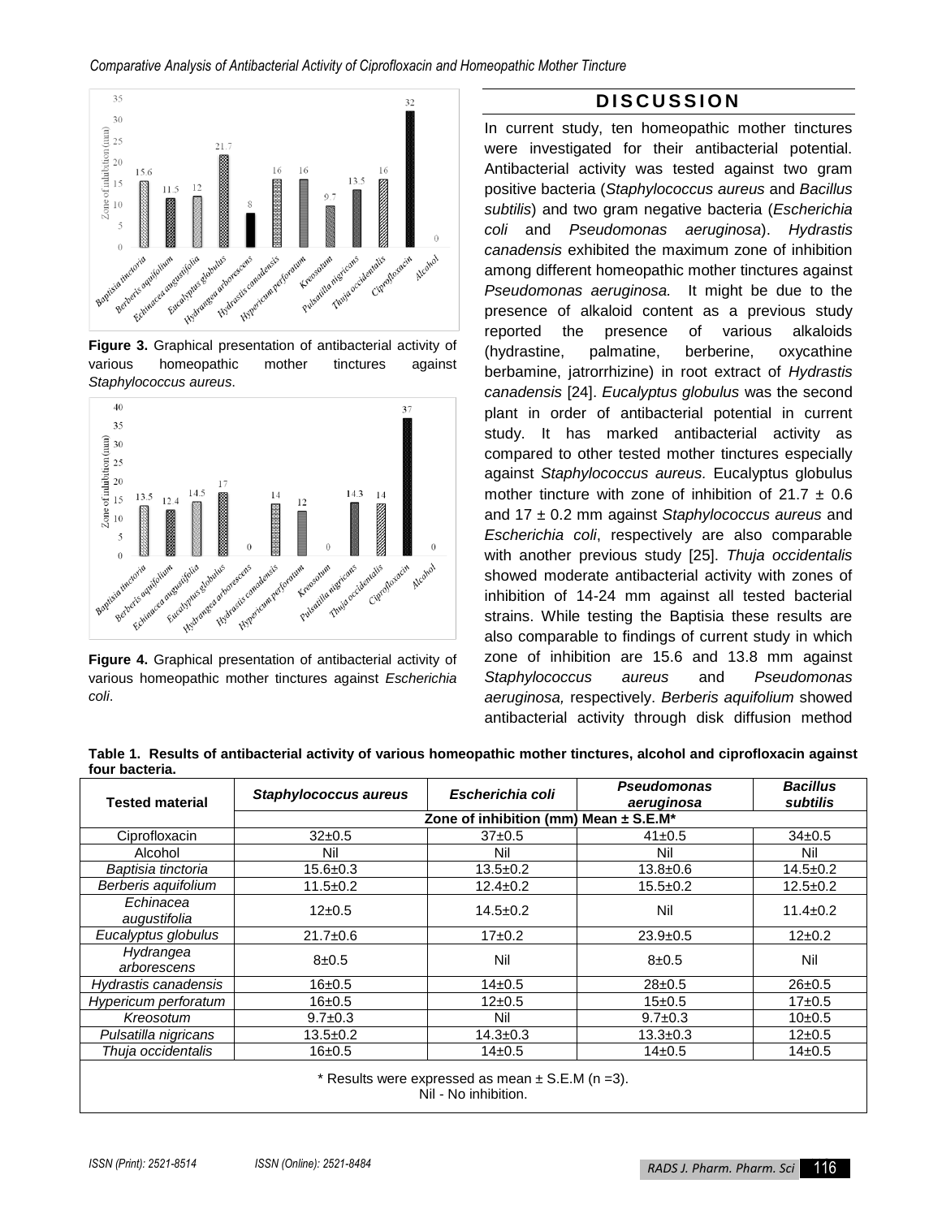Figure 3. Graphical presentation of antibacterial activity of various homeopathic mother tinctures against *Staphylococcus aureus*.

Figure 4. Graphical presentation of antibacterial activity of various homeopathic mother tinctures against *Escherichia coli*.

## DISCUSSION

In current study, ten homeopathic mother tinctures were investigated for their antibacterial potential. Antibacterial activity was tested against two gram positive bacteria (*Staphylococcus aureus* and *Bacillus subtilis*) and two gram negative bacteria (*Escherichia coli* and *Pseudomonas aeruginosa*). *Hydrastis canadensis* exhibited the maximum zone of inhibition among different homeopathic mother tinctures against *Pseudomonas aeruginosa.* It might be due to the presence of alkaloid content as a previous study reported the presence of various alkaloids (hydrastine, palmatine, berberine, oxycathine berbamine, jatrorrhizine) in root extract of *Hydrastis canadensis* [24]. *Eucalyptus globulus* was the second plant in order of antibacterial potential in current study. It has marked antibacterial activity as compared to other tested mother tinctures especially against *Staphylococcus aureus.* Eucalyptus globulus mother tincture with zone of inhibition of 21.7 ± 0.6 and 17 ± 0.2 mm against *Staphylococcus aureus* and *Escherichia coli*, respectively are also comparable with another previous study [25]. *Thuja occidentalis* showed moderate antibacterial activity with zones of inhibition of 14-24 mm against all tested bacterial strains. While testing the Baptisia these results are also comparable to findings of current study in which zone of inhibition are 15.6 and 13.8 mm against *Staphylococcus aureus* and *Pseudomonas aeruginosa,* respectively. *Berberis aquifolium* showed antibacterial activity through disk diffusion method

**Table 1. Results of antibacterial activity of various homeopathic mother tinctures, alcohol and ciprofloxacin against four bacteria.**

| Tested material | *Staphylococcus aureus* | *Escherichia coli* | *Pseudomonas aeruginosa* | *Bacillus subtilis* |
|---|---|---|---|---|
| | Zone of inhibition (mm) Mean ± S.E.M* | | | |
| Ciprofloxacin | 32±0.5 | 37±0.5 | 41±0.5 | 34±0.5 |
| Alcohol | Nil | Nil | Nil | Nil |
| *Baptisia tinctoria* | 15.6±0.3 | 13.5±0.2 | 13.8±0.6 | 14.5±0.2 |
| *Berberis aquifolium* | 11.5±0.2 | 12.4±0.2 | 15.5±0.2 | 12.5±0.2 |
| *Echinacea augustifolia* | 12±0.5 | 14.5±0.2 | Nil | 11.4±0.2 |
| *Eucalyptus globulus* | 21.7±0.6 | 17±0.2 | 23.9±0.5 | 12±0.2 |
| *Hydrangea arborescens* | 8±0.5 | Nil | 8±0.5 | Nil |
| *Hydrastis canadensis* | 16±0.5 | 14±0.5 | 28±0.5 | 26±0.5 |
| *Hypericum perforatum* | 16±0.5 | 12±0.5 | 15±0.5 | 17±0.5 |
| *Kreosotum* | 9.7±0.3 | Nil | 9.7±0.3 | 10±0.5 |
| *Pulsatilla nigricans* | 13.5±0.2 | 14.3±0.3 | 13.3±0.3 | 12±0.5 |
| *Thuja occidentalis* | 16±0.5 | 14±0.5 | 14±0.5 | 14±0.5 |

\* Results were expressed as mean ± S.E.M (n =3).
Nil - No inhibition.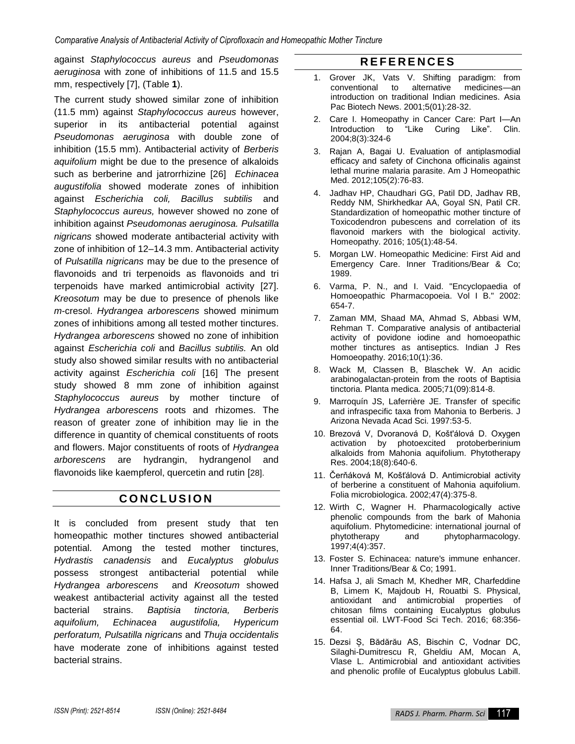against *Staphylococcus aureus* and *Pseudomonas aeruginosa* with zone of inhibitions of 11.5 and 15.5 mm, respectively [7], (Table **1**).

The current study showed similar zone of inhibition (11.5 mm) against *Staphylococcus aureus* however, superior in its antibacterial potential against *Pseudomonas aeruginosa* with double zone of inhibition (15.5 mm). Antibacterial activity of *Berberis aquifolium* might be due to the presence of alkaloids such as berberine and jatrorrhizine [26] *Echinacea augustifolia* showed moderate zones of inhibition against *Escherichia coli, Bacillus subtilis* and *Staphylococcus aureus,* however showed no zone of inhibition against *Pseudomonas aeruginosa. Pulsatilla nigricans* showed moderate antibacterial activity with zone of inhibition of 12–14.3 mm. Antibacterial activity of *Pulsatilla nigricans* may be due to the presence of flavonoids and tri terpenoids as flavonoids and tri terpenoids have marked antimicrobial activity [27]. *Kreosotum* may be due to presence of phenols like *m*-cresol. *Hydrangea arborescens* showed minimum zones of inhibitions among all tested mother tinctures. *Hydrangea arborescens* showed no zone of inhibition against *Escherichia coli* and *Bacillus subtilis.* An old study also showed similar results with no antibacterial activity against *Escherichia coli* [16] The present study showed 8 mm zone of inhibition against *Staphylococcus aureus* by mother tincture of *Hydrangea arborescens* roots and rhizomes. The reason of greater zone of inhibition may lie in the difference in quantity of chemical constituents of roots and flowers. Major constituents of roots of *Hydrangea arborescens* are hydrangin, hydrangenol and flavonoids like kaempferol, quercetin and rutin [28].

## CONCLUSION

It is concluded from present study that ten homeopathic mother tinctures showed antibacterial potential. Among the tested mother tinctures, *Hydrastis canadensis* and *Eucalyptus globulus* possess strongest antibacterial potential while *Hydrangea arborescens* and *Kreosotum* showed weakest antibacterial activity against all the tested bacterial strains. *Baptisia tinctoria, Berberis aquifolium, Echinacea augustifolia, Hypericum perforatum, Pulsatilla nigricans* and *Thuja occidentalis* have moderate zone of inhibitions against tested bacterial strains.

## REFERENCES

1. Grover JK, Vats V. Shifting paradigm: from conventional to alternative medicines—an introduction on traditional Indian medicines. Asia Pac Biotech News. 2001;5(01):28-32.
2. Care I. Homeopathy in Cancer Care: Part I—An Introduction to "Like Curing Like". Clin. 2004;8(3):324-6
3. Rajan A, Bagai U. Evaluation of antiplasmodial efficacy and safety of Cinchona officinalis against lethal murine malaria parasite. Am J Homeopathic Med. 2012;105(2):76-83.
4. Jadhav HP, Chaudhari GG, Patil DD, Jadhav RB, Reddy NM, Shirkhedkar AA, Goyal SN, Patil CR. Standardization of homeopathic mother tincture of Toxicodendron pubescens and correlation of its flavonoid markers with the biological activity. Homeopathy. 2016; 105(1):48-54.
5. Morgan LW. Homeopathic Medicine: First Aid and Emergency Care. Inner Traditions/Bear & Co; 1989.
6. Varma, P. N., and I. Vaid. "Encyclopaedia of Homoeopathic Pharmacopoeia. Vol I B." 2002: 654-7.
7. Zaman MM, Shaad MA, Ahmad S, Abbasi WM, Rehman T. Comparative analysis of antibacterial activity of povidone iodine and homoeopathic mother tinctures as antiseptics. Indian J Res Homoeopathy. 2016;10(1):36.
8. Wack M, Classen B, Blaschek W. An acidic arabinogalactan-protein from the roots of Baptisia tinctoria. Planta medica. 2005;71(09):814-8.
9. Marroquín JS, Laferrière JE. Transfer of specific and infraspecific taxa from Mahonia to Berberis. J Arizona Nevada Acad Sci. 1997:53-5.
10. Brezová V, Dvoranová D, Košťálová D. Oxygen activation by photoexcited protoberberinium alkaloids from Mahonia aquifolium. Phytotherapy Res. 2004;18(8):640-6.
11. Čerňáková M, Košťálová D. Antimicrobial activity of berberine a constituent of Mahonia aquifolium. Folia microbiologica. 2002;47(4):375-8.
12. Wirth C, Wagner H. Pharmacologically active phenolic compounds from the bark of Mahonia aquifolium. Phytomedicine: international journal of phytotherapy and phytopharmacology. 1997;4(4):357.
13. Foster S. Echinacea: nature's immune enhancer. Inner Traditions/Bear & Co; 1991.
14. Hafsa J, ali Smach M, Khedher MR, Charfeddine B, Limem K, Majdoub H, Rouatbi S. Physical, antioxidant and antimicrobial properties of chitosan films containing Eucalyptus globulus essential oil. LWT-Food Sci Tech. 2016; 68:356-64.
15. Dezsi Ș, Bădărău AS, Bischin C, Vodnar DC, Silaghi-Dumitrescu R, Gheldiu AM, Mocan A, Vlase L. Antimicrobial and antioxidant activities and phenolic profile of Eucalyptus globulus Labill.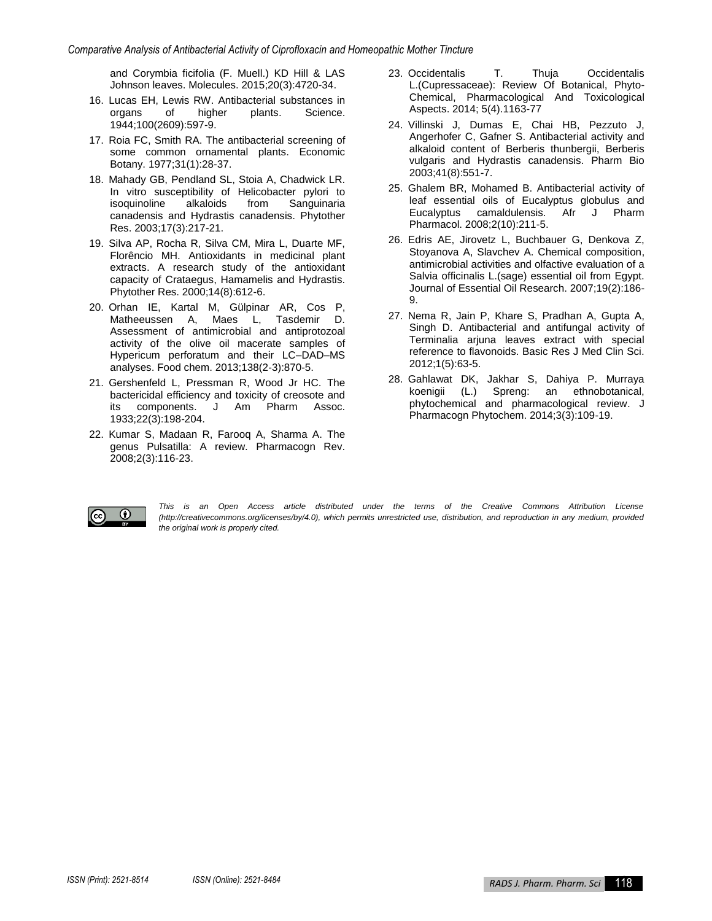and Corymbia ficifolia (F. Muell.) KD Hill & LAS Johnson leaves. Molecules. 2015;20(3):4720-34.

16. Lucas EH, Lewis RW. Antibacterial substances in organs of higher plants. Science. 1944;100(2609):597-9.
17. Roia FC, Smith RA. The antibacterial screening of some common ornamental plants. Economic Botany. 1977;31(1):28-37.
18. Mahady GB, Pendland SL, Stoia A, Chadwick LR. In vitro susceptibility of Helicobacter pylori to isoquinoline alkaloids from Sanguinaria canadensis and Hydrastis canadensis. Phytother Res. 2003;17(3):217-21.
19. Silva AP, Rocha R, Silva CM, Mira L, Duarte MF, Florêncio MH. Antioxidants in medicinal plant extracts. A research study of the antioxidant capacity of Crataegus, Hamamelis and Hydrastis. Phytother Res. 2000;14(8):612-6.
20. Orhan IE, Kartal M, Gülpinar AR, Cos P, Matheeussen A, Maes L, Tasdemir D. Assessment of antimicrobial and antiprotozoal activity of the olive oil macerate samples of Hypericum perforatum and their LC–DAD–MS analyses. Food chem. 2013;138(2-3):870-5.
21. Gershenfeld L, Pressman R, Wood Jr HC. The bactericidal efficiency and toxicity of creosote and its components. J Am Pharm Assoc. 1933;22(3):198-204.
22. Kumar S, Madaan R, Farooq A, Sharma A. The genus Pulsatilla: A review. Pharmacogn Rev. 2008;2(3):116-23.
23. Occidentalis T. Thuja Occidentalis L.(Cupressaceae): Review Of Botanical, Phyto-Chemical, Pharmacological And Toxicological Aspects. 2014; 5(4).1163-77
24. Villinski J, Dumas E, Chai HB, Pezzuto J, Angerhofer C, Gafner S. Antibacterial activity and alkaloid content of Berberis thunbergii, Berberis vulgaris and Hydrastis canadensis. Pharm Bio 2003;41(8):551-7.
25. Ghalem BR, Mohamed B. Antibacterial activity of leaf essential oils of Eucalyptus globulus and Eucalyptus camaldulensis. Afr J Pharm Pharmacol. 2008;2(10):211-5.
26. Edris AE, Jirovetz L, Buchbauer G, Denkova Z, Stoyanova A, Slavchev A. Chemical composition, antimicrobial activities and olfactive evaluation of a Salvia officinalis L.(sage) essential oil from Egypt. Journal of Essential Oil Research. 2007;19(2):186-9.
27. Nema R, Jain P, Khare S, Pradhan A, Gupta A, Singh D. Antibacterial and antifungal activity of Terminalia arjuna leaves extract with special reference to flavonoids. Basic Res J Med Clin Sci. 2012;1(5):63-5.
28. Gahlawat DK, Jakhar S, Dahiya P. Murraya koenigii (L.) Spreng: an ethnobotanical, phytochemical and pharmacological review. J Pharmacogn Phytochem. 2014;3(3):109-19.

*This is an Open Access article distributed under the terms of the Creative Commons Attribution License (http://creativecommons.org/licenses/by/4.0), which permits unrestricted use, distribution, and reproduction in any medium, provided the original work is properly cited.*